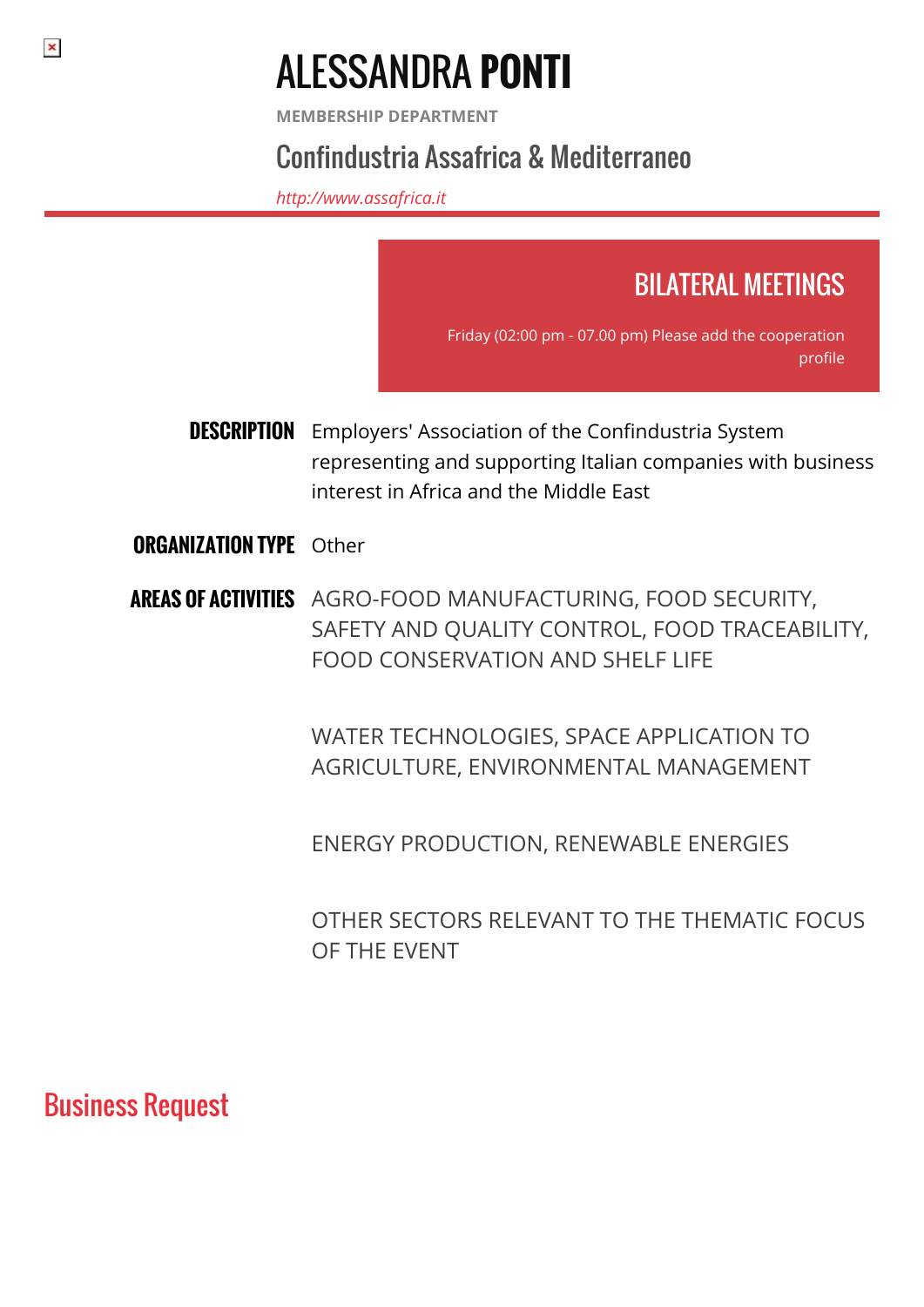# ALESSANDRA **PONTI**

**MEMBERSHIP DEPARTMENT**

## Confindustria Assafrica & Mediterraneo

*http://www.assafrica.it*

---

## BILATERAL MEETINGS

Friday (02:00 pm - 07.00 pm) Please add the cooperation profile

**DESCRIPTION** Employers' Association of the Confindustria System representing and supporting Italian companies with business interest in Africa and the Middle East

**ORGANIZATION TYPE** Other

**AREAS OF ACTIVITIES** AGRO-FOOD MANUFACTURING, FOOD SECURITY, SAFETY AND QUALITY CONTROL, FOOD TRACEABILITY, FOOD CONSERVATION AND SHELF LIFE

WATER TECHNOLOGIES, SPACE APPLICATION TO AGRICULTURE, ENVIRONMENTAL MANAGEMENT

ENERGY PRODUCTION, RENEWABLE ENERGIES

OTHER SECTORS RELEVANT TO THE THEMATIC FOCUS OF THE EVENT

## Business Request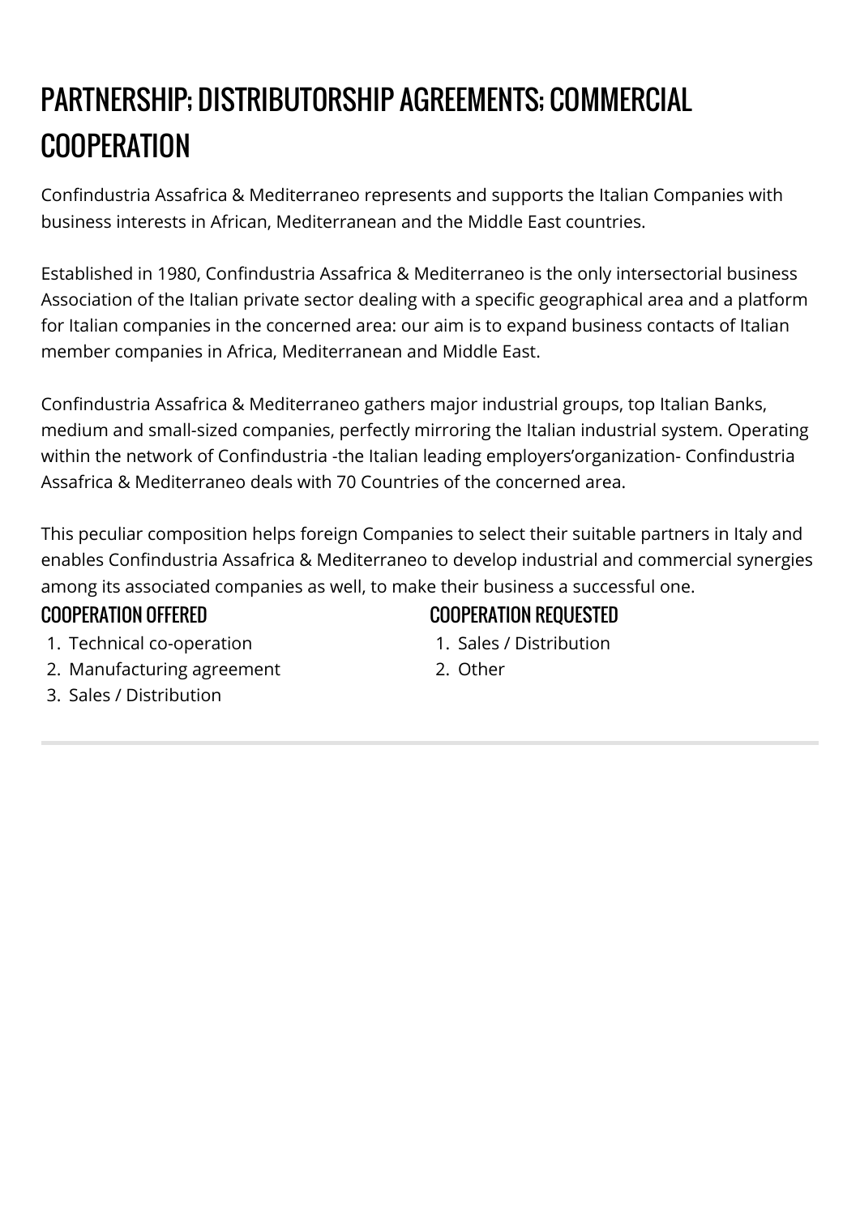# PARTNERSHIP; DISTRIBUTORSHIP AGREEMENTS; COMMERCIAL COOPERATION

Confindustria Assafrica & Mediterraneo represents and supports the Italian Companies with business interests in African, Mediterranean and the Middle East countries.

Established in 1980, Confindustria Assafrica & Mediterraneo is the only intersectorial business Association of the Italian private sector dealing with a specific geographical area and a platform for Italian companies in the concerned area: our aim is to expand business contacts of Italian member companies in Africa, Mediterranean and Middle East.

Confindustria Assafrica & Mediterraneo gathers major industrial groups, top Italian Banks, medium and small-sized companies, perfectly mirroring the Italian industrial system. Operating within the network of Confindustria -the Italian leading employers'organization- Confindustria Assafrica & Mediterraneo deals with 70 Countries of the concerned area.

This peculiar composition helps foreign Companies to select their suitable partners in Italy and enables Confindustria Assafrica & Mediterraneo to develop industrial and commercial synergies among its associated companies as well, to make their business a successful one.

## COOPERATION OFFERED

1. Technical co-operation
2. Manufacturing agreement
3. Sales / Distribution

## COOPERATION REQUESTED

1. Sales / Distribution
2. Other